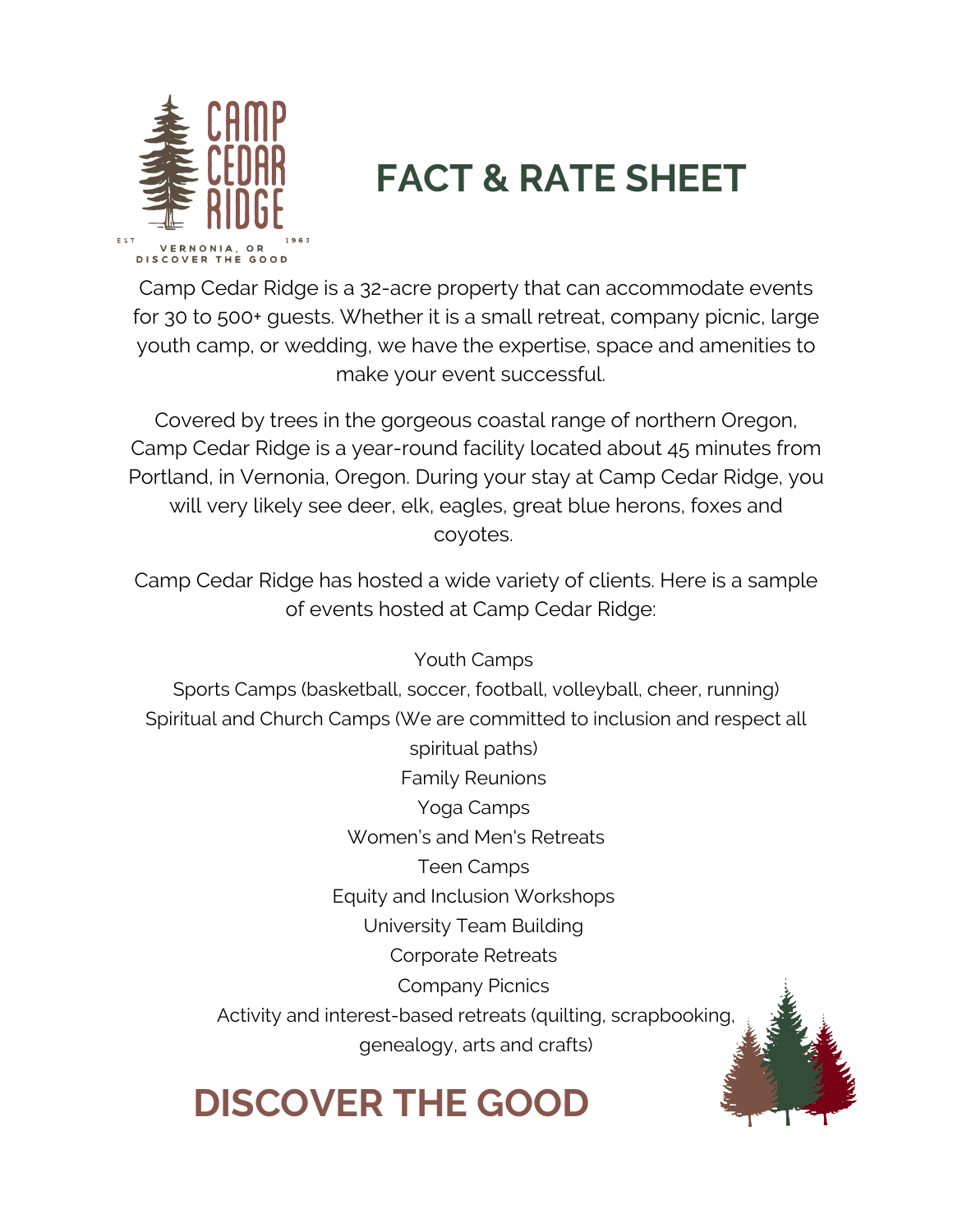CAMP CEDAR RIDGE

EST 1963

VERNONIA, OR

DISCOVER THE GOOD

# FACT & RATE SHEET

Camp Cedar Ridge is a 32-acre property that can accommodate events for 30 to 500+ guests. Whether it is a small retreat, company picnic, large youth camp, or wedding, we have the expertise, space and amenities to make your event successful.

Covered by trees in the gorgeous coastal range of northern Oregon, Camp Cedar Ridge is a year-round facility located about 45 minutes from Portland, in Vernonia, Oregon. During your stay at Camp Cedar Ridge, you will very likely see deer, elk, eagles, great blue herons, foxes and coyotes.

Camp Cedar Ridge has hosted a wide variety of clients. Here is a sample of events hosted at Camp Cedar Ridge:

Youth Camps

Sports Camps (basketball, soccer, football, volleyball, cheer, running)

Spiritual and Church Camps (We are committed to inclusion and respect all spiritual paths)

Family Reunions

Yoga Camps

Women's and Men's Retreats

Teen Camps

Equity and Inclusion Workshops

University Team Building

Corporate Retreats

Company Picnics

Activity and interest-based retreats (quilting, scrapbooking, genealogy, arts and crafts)

## DISCOVER THE GOOD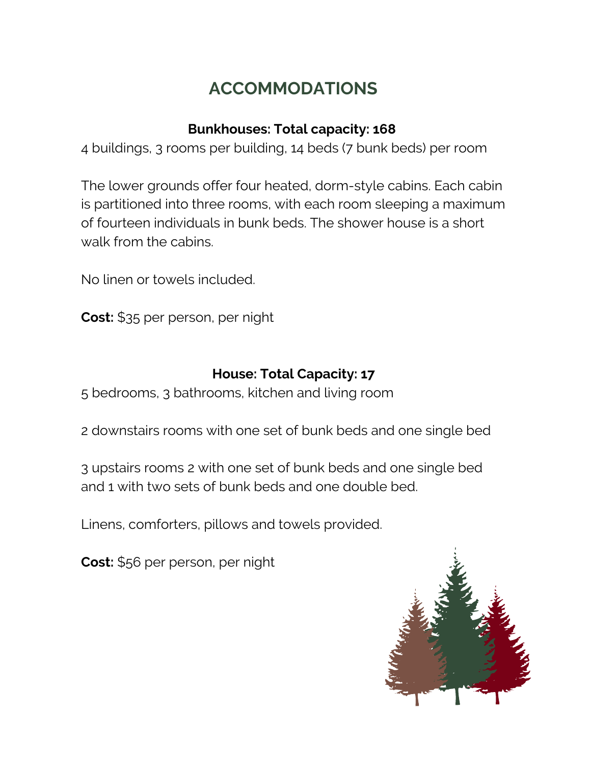# ACCOMMODATIONS

### Bunkhouses: Total capacity: 168

4 buildings, 3 rooms per building, 14 beds (7 bunk beds) per room

The lower grounds offer four heated, dorm-style cabins. Each cabin is partitioned into three rooms, with each room sleeping a maximum of fourteen individuals in bunk beds. The shower house is a short walk from the cabins.

No linen or towels included.

**Cost:** $35 per person, per night

### House: Total Capacity: 17

5 bedrooms, 3 bathrooms, kitchen and living room

2 downstairs rooms with one set of bunk beds and one single bed

3 upstairs rooms 2 with one set of bunk beds and one single bed and 1 with two sets of bunk beds and one double bed.

Linens, comforters, pillows and towels provided.

**Cost:** $56 per person, per night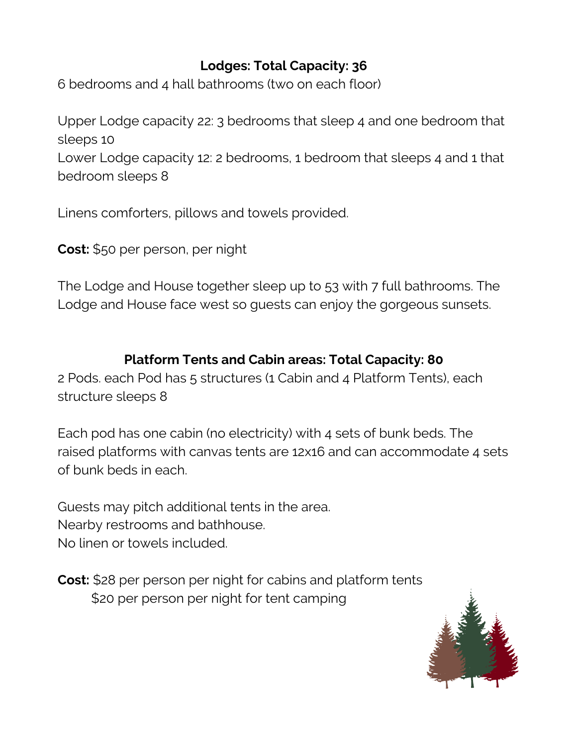## Lodges: Total Capacity: 36

6 bedrooms and 4 hall bathrooms (two on each floor)

Upper Lodge capacity 22: 3 bedrooms that sleep 4 and one bedroom that sleeps 10
Lower Lodge capacity 12: 2 bedrooms, 1 bedroom that sleeps 4 and 1 that bedroom sleeps 8

Linens comforters, pillows and towels provided.

**Cost:** $50 per person, per night

The Lodge and House together sleep up to 53 with 7 full bathrooms. The Lodge and House face west so guests can enjoy the gorgeous sunsets.

## Platform Tents and Cabin areas: Total Capacity: 80

2 Pods. each Pod has 5 structures (1 Cabin and 4 Platform Tents), each structure sleeps 8

Each pod has one cabin (no electricity) with 4 sets of bunk beds. The raised platforms with canvas tents are 12x16 and can accommodate 4 sets of bunk beds in each.

Guests may pitch additional tents in the area.
Nearby restrooms and bathhouse.
No linen or towels included.

**Cost:** $28 per person per night for cabins and platform tents
$20 per person per night for tent camping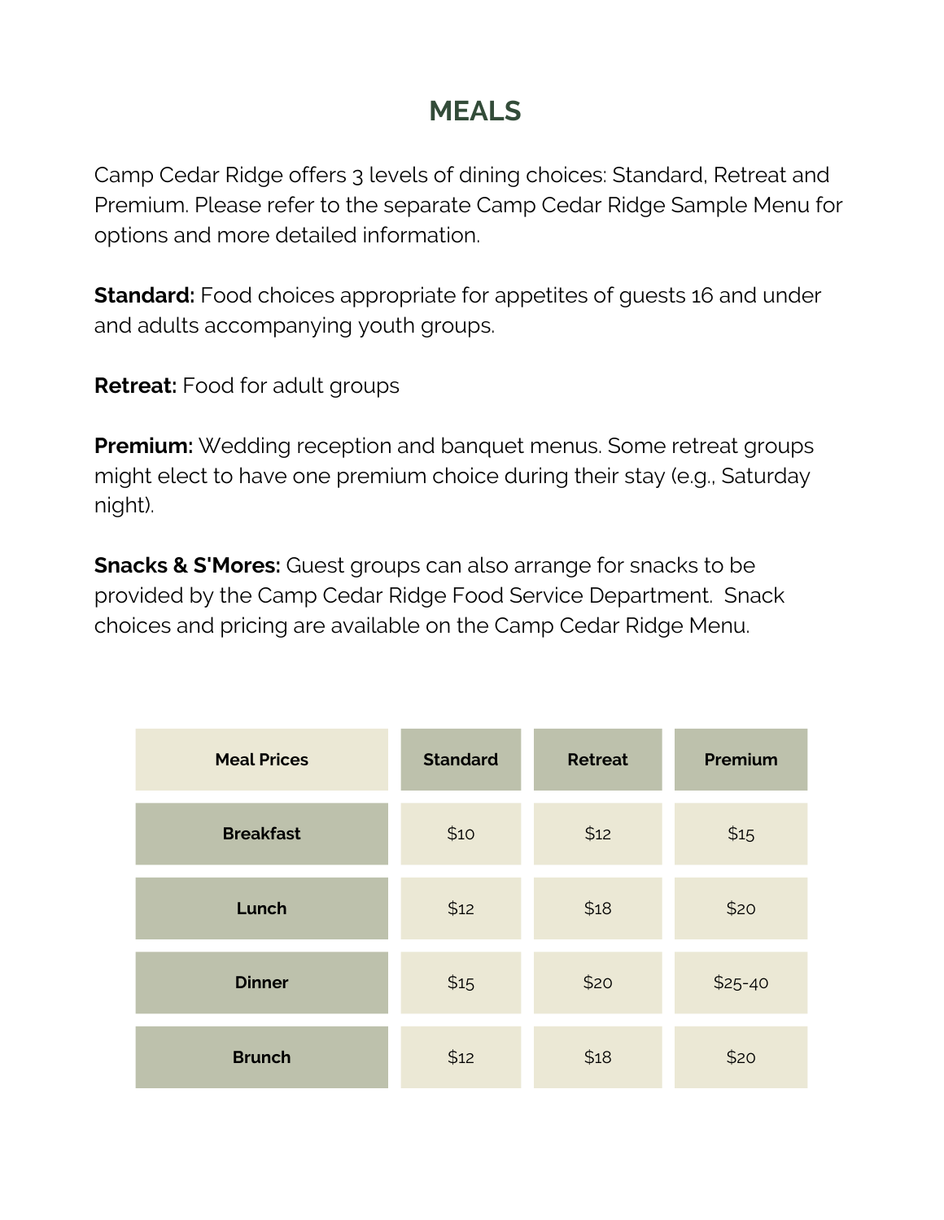# MEALS

Camp Cedar Ridge offers 3 levels of dining choices: Standard, Retreat and Premium. Please refer to the separate Camp Cedar Ridge Sample Menu for options and more detailed information.

**Standard:** Food choices appropriate for appetites of guests 16 and under and adults accompanying youth groups.

**Retreat:** Food for adult groups

**Premium:** Wedding reception and banquet menus. Some retreat groups might elect to have one premium choice during their stay (e.g., Saturday night).

**Snacks & S'Mores:** Guest groups can also arrange for snacks to be provided by the Camp Cedar Ridge Food Service Department. Snack choices and pricing are available on the Camp Cedar Ridge Menu.

| Meal Prices | Standard | Retreat | Premium |
|---|---|---|---|
| Breakfast | $10 | $12 | $15 |
| Lunch | $12 | $18 | $20 |
| Dinner | $15 | $20 | $25-40 |
| Brunch | $12 | $18 | $20 |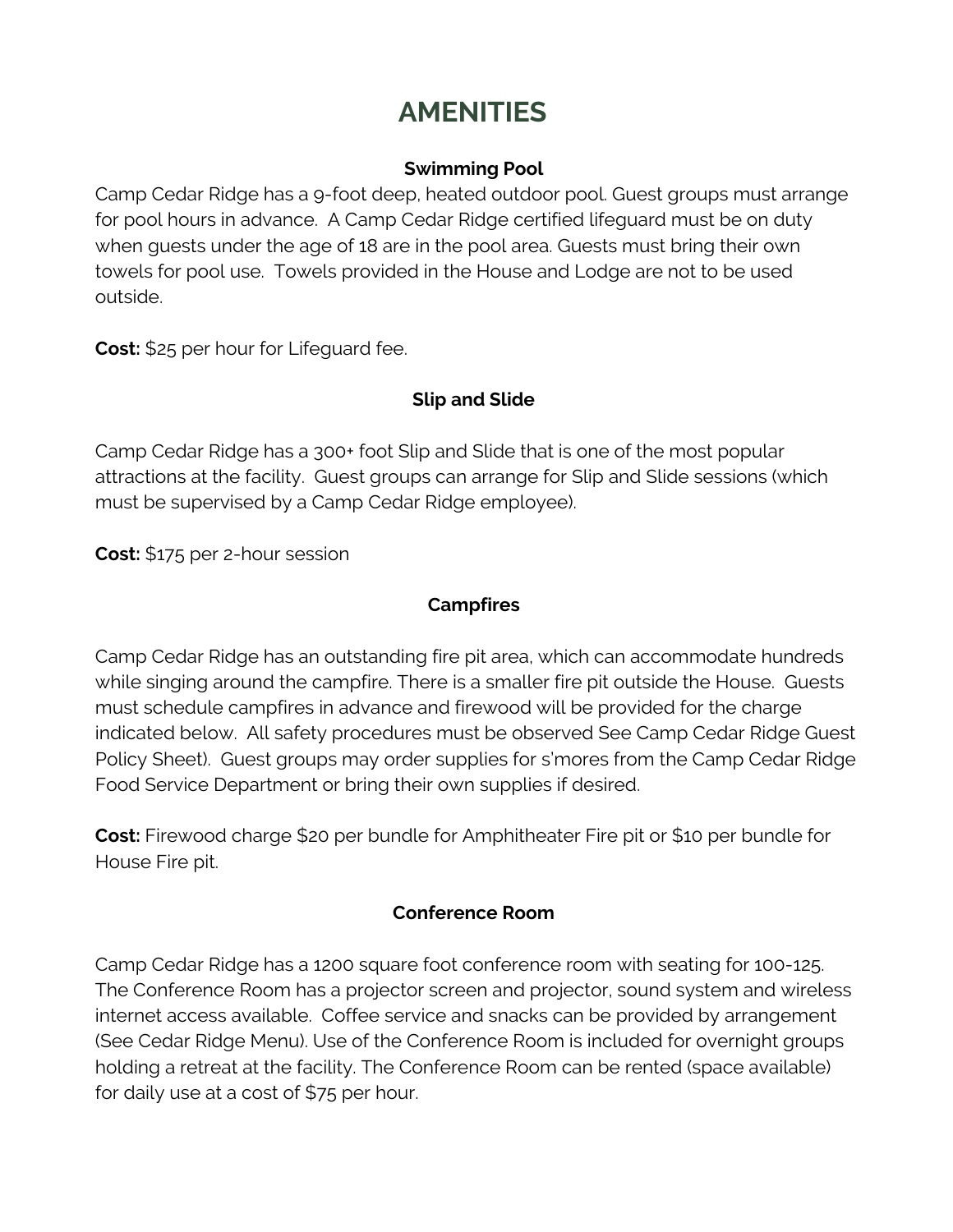# AMENITIES

### Swimming Pool

Camp Cedar Ridge has a 9-foot deep, heated outdoor pool. Guest groups must arrange for pool hours in advance. A Camp Cedar Ridge certified lifeguard must be on duty when guests under the age of 18 are in the pool area. Guests must bring their own towels for pool use. Towels provided in the House and Lodge are not to be used outside.

**Cost:** $25 per hour for Lifeguard fee.

### Slip and Slide

Camp Cedar Ridge has a 300+ foot Slip and Slide that is one of the most popular attractions at the facility. Guest groups can arrange for Slip and Slide sessions (which must be supervised by a Camp Cedar Ridge employee).

**Cost:** $175 per 2-hour session

### Campfires

Camp Cedar Ridge has an outstanding fire pit area, which can accommodate hundreds while singing around the campfire. There is a smaller fire pit outside the House. Guests must schedule campfires in advance and firewood will be provided for the charge indicated below. All safety procedures must be observed See Camp Cedar Ridge Guest Policy Sheet). Guest groups may order supplies for s'mores from the Camp Cedar Ridge Food Service Department or bring their own supplies if desired.

**Cost:** Firewood charge $20 per bundle for Amphitheater Fire pit or $10 per bundle for House Fire pit.

### Conference Room

Camp Cedar Ridge has a 1200 square foot conference room with seating for 100-125. The Conference Room has a projector screen and projector, sound system and wireless internet access available. Coffee service and snacks can be provided by arrangement (See Cedar Ridge Menu). Use of the Conference Room is included for overnight groups holding a retreat at the facility. The Conference Room can be rented (space available) for daily use at a cost of $75 per hour.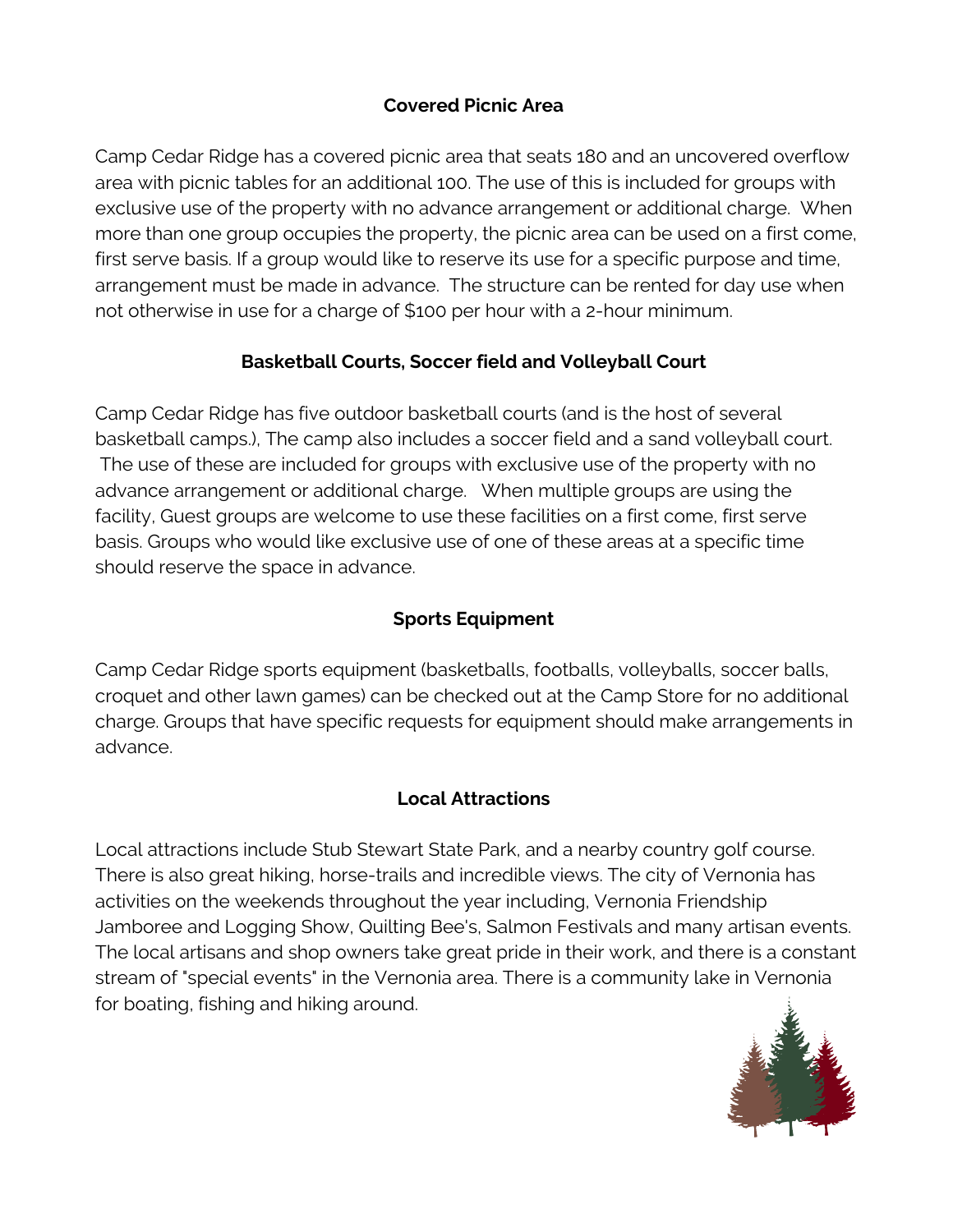## Covered Picnic Area

Camp Cedar Ridge has a covered picnic area that seats 180 and an uncovered overflow area with picnic tables for an additional 100. The use of this is included for groups with exclusive use of the property with no advance arrangement or additional charge. When more than one group occupies the property, the picnic area can be used on a first come, first serve basis. If a group would like to reserve its use for a specific purpose and time, arrangement must be made in advance. The structure can be rented for day use when not otherwise in use for a charge of $100 per hour with a 2-hour minimum.

## Basketball Courts, Soccer field and Volleyball Court

Camp Cedar Ridge has five outdoor basketball courts (and is the host of several basketball camps.), The camp also includes a soccer field and a sand volleyball court. The use of these are included for groups with exclusive use of the property with no advance arrangement or additional charge. When multiple groups are using the facility, Guest groups are welcome to use these facilities on a first come, first serve basis. Groups who would like exclusive use of one of these areas at a specific time should reserve the space in advance.

## Sports Equipment

Camp Cedar Ridge sports equipment (basketballs, footballs, volleyballs, soccer balls, croquet and other lawn games) can be checked out at the Camp Store for no additional charge. Groups that have specific requests for equipment should make arrangements in advance.

## Local Attractions

Local attractions include Stub Stewart State Park, and a nearby country golf course. There is also great hiking, horse-trails and incredible views. The city of Vernonia has activities on the weekends throughout the year including, Vernonia Friendship Jamboree and Logging Show, Quilting Bee's, Salmon Festivals and many artisan events. The local artisans and shop owners take great pride in their work, and there is a constant stream of "special events" in the Vernonia area. There is a community lake in Vernonia for boating, fishing and hiking around.